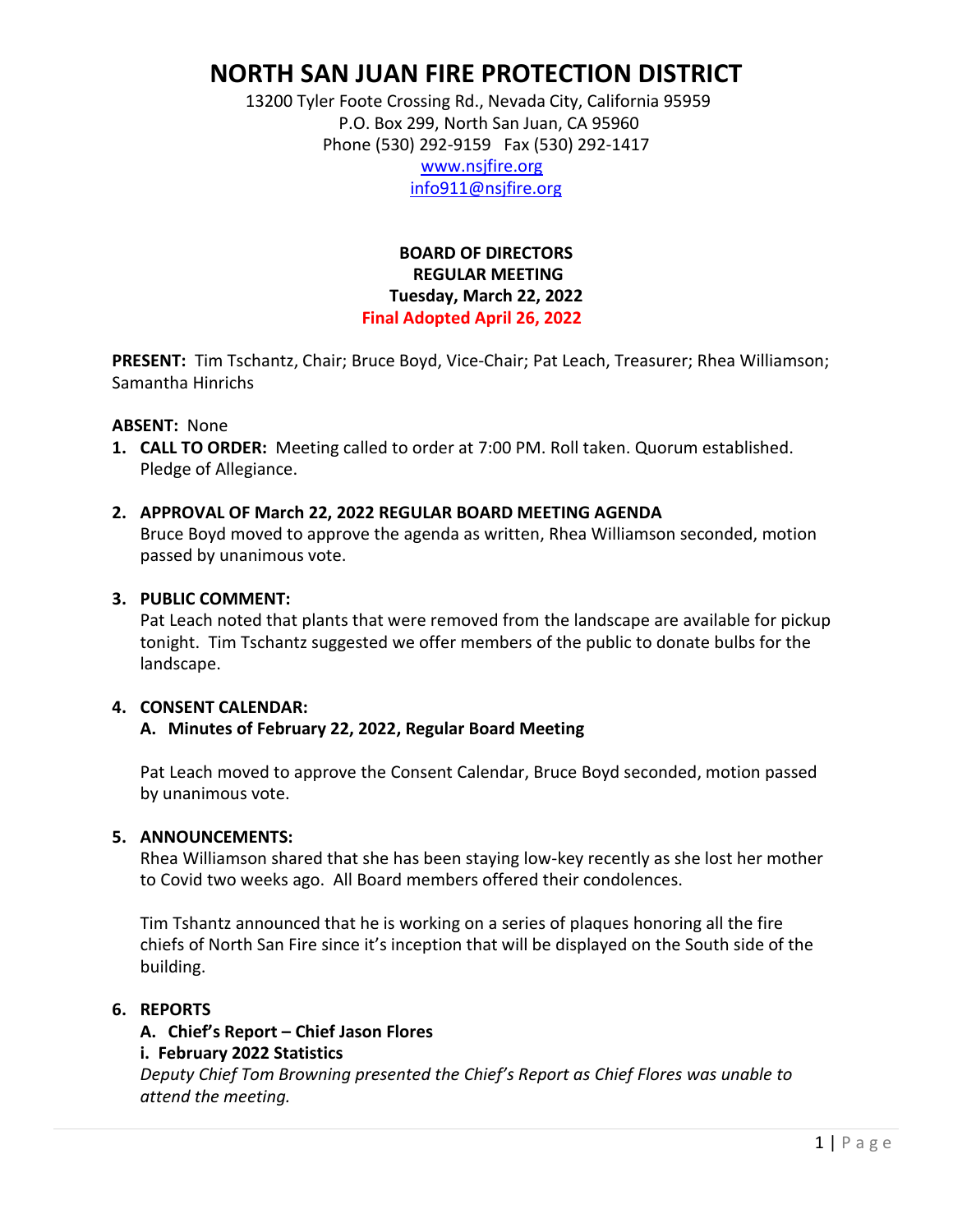# NORTH SAN JUAN FIRE PROTECTION DISTRICT

13200 Tyler Foote Crossing Rd., Nevada City, California 95959
P.O. Box 299, North San Juan, CA 95960
Phone (530) 292-9159 Fax (530) 292-1417
www.nsjfire.org
info911@nsjfire.org

**BOARD OF DIRECTORS**
**REGULAR MEETING**
**Tuesday, March 22, 2022**
**Final Adopted April 26, 2022**

**PRESENT:** Tim Tschantz, Chair; Bruce Boyd, Vice-Chair; Pat Leach, Treasurer; Rhea Williamson; Samantha Hinrichs

**ABSENT:** None

1. **CALL TO ORDER:** Meeting called to order at 7:00 PM. Roll taken. Quorum established. Pledge of Allegiance.

2. **APPROVAL OF March 22, 2022 REGULAR BOARD MEETING AGENDA**
   Bruce Boyd moved to approve the agenda as written, Rhea Williamson seconded, motion passed by unanimous vote.

3. **PUBLIC COMMENT:**
   Pat Leach noted that plants that were removed from the landscape are available for pickup tonight. Tim Tschantz suggested we offer members of the public to donate bulbs for the landscape.

4. **CONSENT CALENDAR:**
   **A. Minutes of February 22, 2022, Regular Board Meeting**

   Pat Leach moved to approve the Consent Calendar, Bruce Boyd seconded, motion passed by unanimous vote.

5. **ANNOUNCEMENTS:**
   Rhea Williamson shared that she has been staying low-key recently as she lost her mother to Covid two weeks ago. All Board members offered their condolences.

   Tim Tshantz announced that he is working on a series of plaques honoring all the fire chiefs of North San Fire since it's inception that will be displayed on the South side of the building.

6. **REPORTS**
   **A. Chief's Report – Chief Jason Flores**
   **i. February 2022 Statistics**
   *Deputy Chief Tom Browning presented the Chief's Report as Chief Flores was unable to attend the meeting.*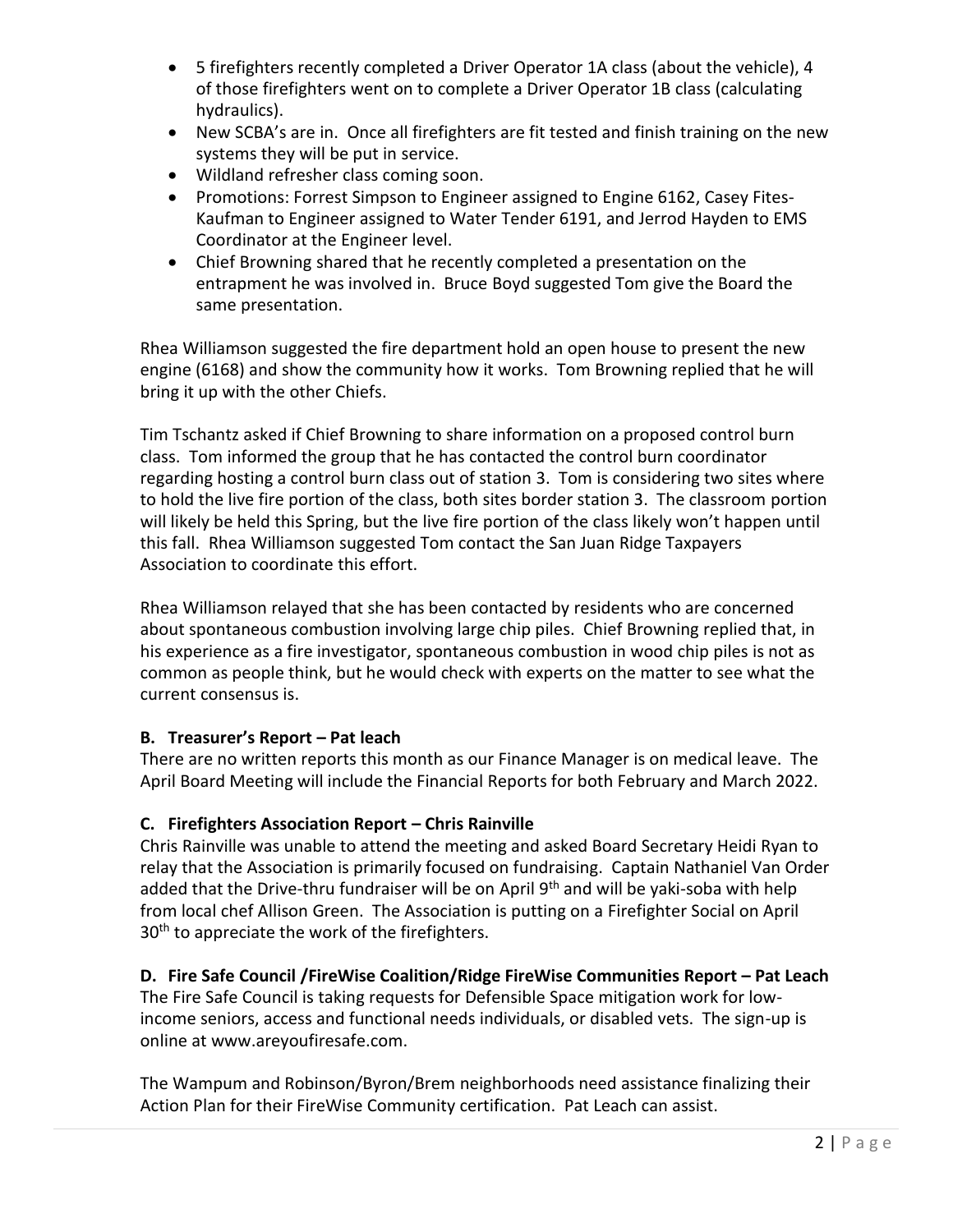- 5 firefighters recently completed a Driver Operator 1A class (about the vehicle), 4 of those firefighters went on to complete a Driver Operator 1B class (calculating hydraulics).
- New SCBA's are in. Once all firefighters are fit tested and finish training on the new systems they will be put in service.
- Wildland refresher class coming soon.
- Promotions: Forrest Simpson to Engineer assigned to Engine 6162, Casey Fites-Kaufman to Engineer assigned to Water Tender 6191, and Jerrod Hayden to EMS Coordinator at the Engineer level.
- Chief Browning shared that he recently completed a presentation on the entrapment he was involved in. Bruce Boyd suggested Tom give the Board the same presentation.

Rhea Williamson suggested the fire department hold an open house to present the new engine (6168) and show the community how it works. Tom Browning replied that he will bring it up with the other Chiefs.

Tim Tschantz asked if Chief Browning to share information on a proposed control burn class. Tom informed the group that he has contacted the control burn coordinator regarding hosting a control burn class out of station 3. Tom is considering two sites where to hold the live fire portion of the class, both sites border station 3. The classroom portion will likely be held this Spring, but the live fire portion of the class likely won't happen until this fall. Rhea Williamson suggested Tom contact the San Juan Ridge Taxpayers Association to coordinate this effort.

Rhea Williamson relayed that she has been contacted by residents who are concerned about spontaneous combustion involving large chip piles. Chief Browning replied that, in his experience as a fire investigator, spontaneous combustion in wood chip piles is not as common as people think, but he would check with experts on the matter to see what the current consensus is.

### B. Treasurer's Report – Pat leach

There are no written reports this month as our Finance Manager is on medical leave. The April Board Meeting will include the Financial Reports for both February and March 2022.

### C. Firefighters Association Report – Chris Rainville

Chris Rainville was unable to attend the meeting and asked Board Secretary Heidi Ryan to relay that the Association is primarily focused on fundraising. Captain Nathaniel Van Order added that the Drive-thru fundraiser will be on April 9th and will be yaki-soba with help from local chef Allison Green. The Association is putting on a Firefighter Social on April 30th to appreciate the work of the firefighters.

### D. Fire Safe Council /FireWise Coalition/Ridge FireWise Communities Report – Pat Leach

The Fire Safe Council is taking requests for Defensible Space mitigation work for low-income seniors, access and functional needs individuals, or disabled vets. The sign-up is online at www.areyoufiresafe.com.

The Wampum and Robinson/Byron/Brem neighborhoods need assistance finalizing their Action Plan for their FireWise Community certification. Pat Leach can assist.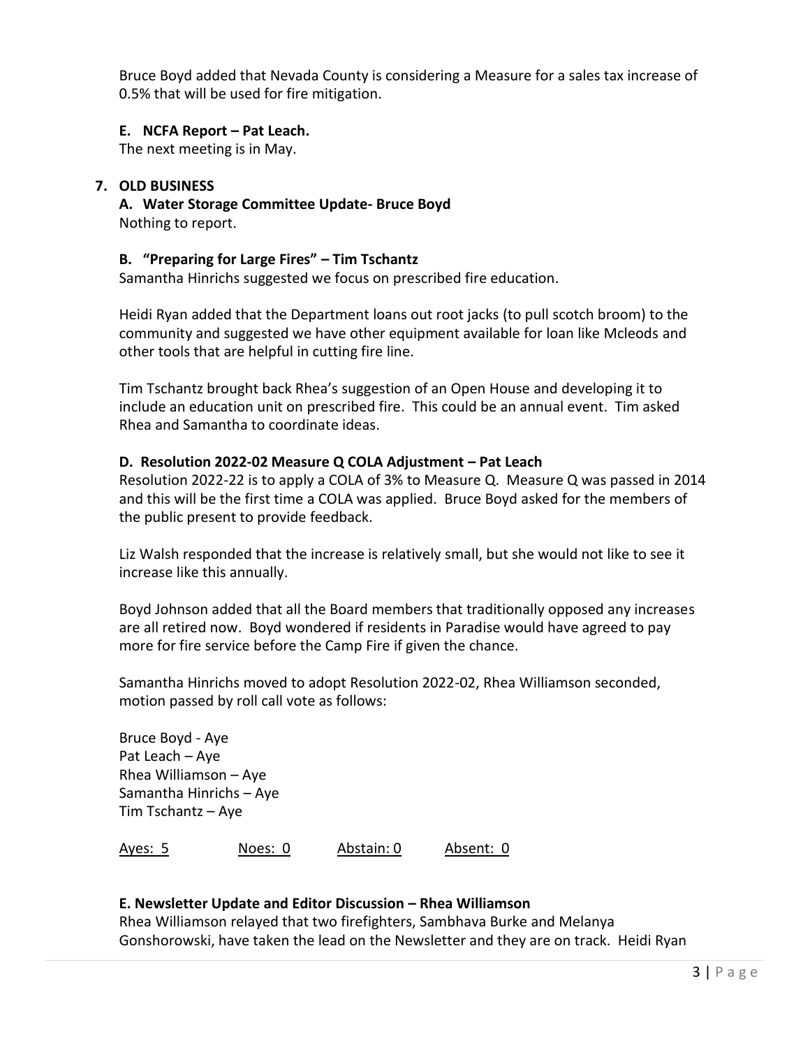Bruce Boyd added that Nevada County is considering a Measure for a sales tax increase of 0.5% that will be used for fire mitigation.

**E. NCFA Report – Pat Leach.**

The next meeting is in May.

## 7. OLD BUSINESS

**A. Water Storage Committee Update- Bruce Boyd**

Nothing to report.

**B. "Preparing for Large Fires" – Tim Tschantz**

Samantha Hinrichs suggested we focus on prescribed fire education.

Heidi Ryan added that the Department loans out root jacks (to pull scotch broom) to the community and suggested we have other equipment available for loan like Mcleods and other tools that are helpful in cutting fire line.

Tim Tschantz brought back Rhea's suggestion of an Open House and developing it to include an education unit on prescribed fire. This could be an annual event. Tim asked Rhea and Samantha to coordinate ideas.

**D. Resolution 2022-02 Measure Q COLA Adjustment – Pat Leach**

Resolution 2022-22 is to apply a COLA of 3% to Measure Q. Measure Q was passed in 2014 and this will be the first time a COLA was applied. Bruce Boyd asked for the members of the public present to provide feedback.

Liz Walsh responded that the increase is relatively small, but she would not like to see it increase like this annually.

Boyd Johnson added that all the Board members that traditionally opposed any increases are all retired now. Boyd wondered if residents in Paradise would have agreed to pay more for fire service before the Camp Fire if given the chance.

Samantha Hinrichs moved to adopt Resolution 2022-02, Rhea Williamson seconded, motion passed by roll call vote as follows:

Bruce Boyd - Aye
Pat Leach – Aye
Rhea Williamson – Aye
Samantha Hinrichs – Aye
Tim Tschantz – Aye

<u>Ayes: 5</u> <u>Noes: 0</u> <u>Abstain: 0</u> <u>Absent: 0</u>

**E. Newsletter Update and Editor Discussion – Rhea Williamson**

Rhea Williamson relayed that two firefighters, Sambhava Burke and Melanya Gonshorowski, have taken the lead on the Newsletter and they are on track. Heidi Ryan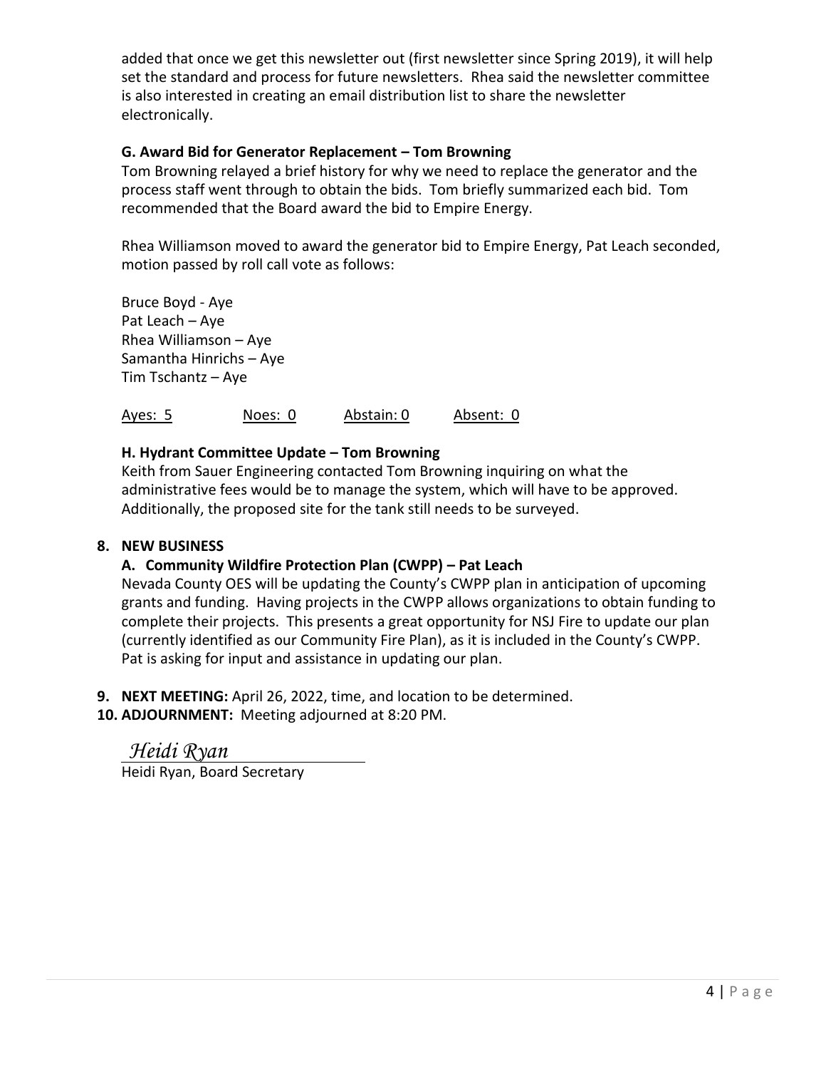added that once we get this newsletter out (first newsletter since Spring 2019), it will help set the standard and process for future newsletters. Rhea said the newsletter committee is also interested in creating an email distribution list to share the newsletter electronically.

**G. Award Bid for Generator Replacement – Tom Browning**

Tom Browning relayed a brief history for why we need to replace the generator and the process staff went through to obtain the bids. Tom briefly summarized each bid. Tom recommended that the Board award the bid to Empire Energy.

Rhea Williamson moved to award the generator bid to Empire Energy, Pat Leach seconded, motion passed by roll call vote as follows:

Bruce Boyd - Aye
Pat Leach – Aye
Rhea Williamson – Aye
Samantha Hinrichs – Aye
Tim Tschantz – Aye

Ayes: 5 Noes: 0 Abstain: 0 Absent: 0

**H. Hydrant Committee Update – Tom Browning**

Keith from Sauer Engineering contacted Tom Browning inquiring on what the administrative fees would be to manage the system, which will have to be approved. Additionally, the proposed site for the tank still needs to be surveyed.

**8. NEW BUSINESS**

**A. Community Wildfire Protection Plan (CWPP) – Pat Leach**

Nevada County OES will be updating the County's CWPP plan in anticipation of upcoming grants and funding. Having projects in the CWPP allows organizations to obtain funding to complete their projects. This presents a great opportunity for NSJ Fire to update our plan (currently identified as our Community Fire Plan), as it is included in the County's CWPP. Pat is asking for input and assistance in updating our plan.

**9. NEXT MEETING:** April 26, 2022, time, and location to be determined.

**10. ADJOURNMENT:** Meeting adjourned at 8:20 PM.

*Heidi Ryan*

Heidi Ryan, Board Secretary